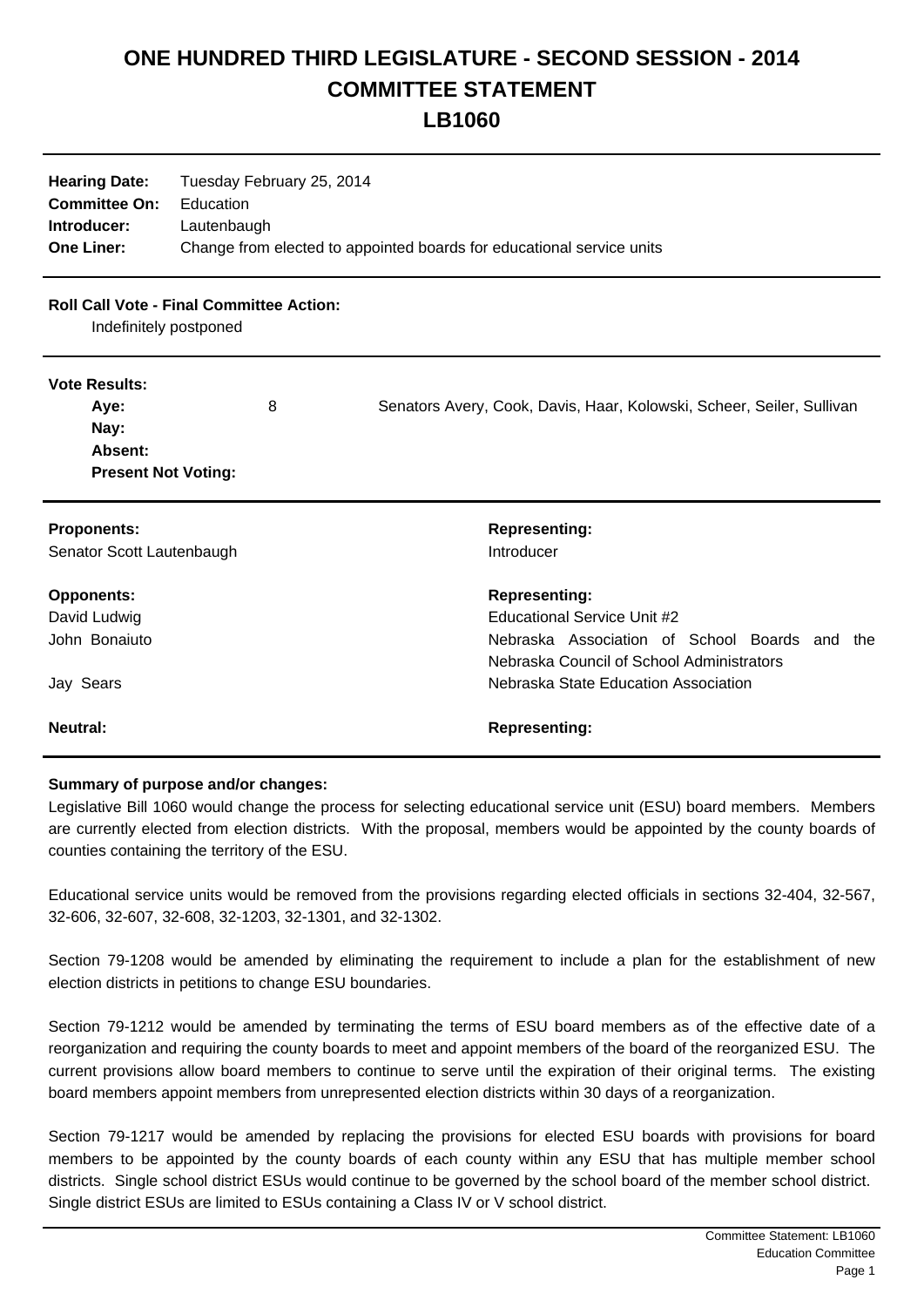# ONE HUNDRED THIRD LEGISLATURE - SECOND SESSION - 2014
# COMMITTEE STATEMENT
# LB1060

**Hearing Date:** Tuesday February 25, 2014
**Committee On:** Education
**Introducer:** Lautenbaugh
**One Liner:** Change from elected to appointed boards for educational service units

**Roll Call Vote - Final Committee Action:**
Indefinitely postponed

**Vote Results:**

| | | |
|---|---|---|
| **Aye:** | 8 | Senators Avery, Cook, Davis, Haar, Kolowski, Scheer, Seiler, Sullivan |
| **Nay:** | | |
| **Absent:** | | |
| **Present Not Voting:** | | |

| **Proponents:** | **Representing:** |
|---|---|
| Senator Scott Lautenbaugh | Introducer |

| **Opponents:** | **Representing:** |
|---|---|
| David Ludwig | Educational Service Unit #2 |
| John Bonaiuto | Nebraska Association of School Boards and the Nebraska Council of School Administrators |
| Jay Sears | Nebraska State Education Association |

| **Neutral:** | **Representing:** |
|---|---|

**Summary of purpose and/or changes:**

Legislative Bill 1060 would change the process for selecting educational service unit (ESU) board members. Members are currently elected from election districts. With the proposal, members would be appointed by the county boards of counties containing the territory of the ESU.

Educational service units would be removed from the provisions regarding elected officials in sections 32-404, 32-567, 32-606, 32-607, 32-608, 32-1203, 32-1301, and 32-1302.

Section 79-1208 would be amended by eliminating the requirement to include a plan for the establishment of new election districts in petitions to change ESU boundaries.

Section 79-1212 would be amended by terminating the terms of ESU board members as of the effective date of a reorganization and requiring the county boards to meet and appoint members of the board of the reorganized ESU. The current provisions allow board members to continue to serve until the expiration of their original terms. The existing board members appoint members from unrepresented election districts within 30 days of a reorganization.

Section 79-1217 would be amended by replacing the provisions for elected ESU boards with provisions for board members to be appointed by the county boards of each county within any ESU that has multiple member school districts. Single school district ESUs would continue to be governed by the school board of the member school district. Single district ESUs are limited to ESUs containing a Class IV or V school district.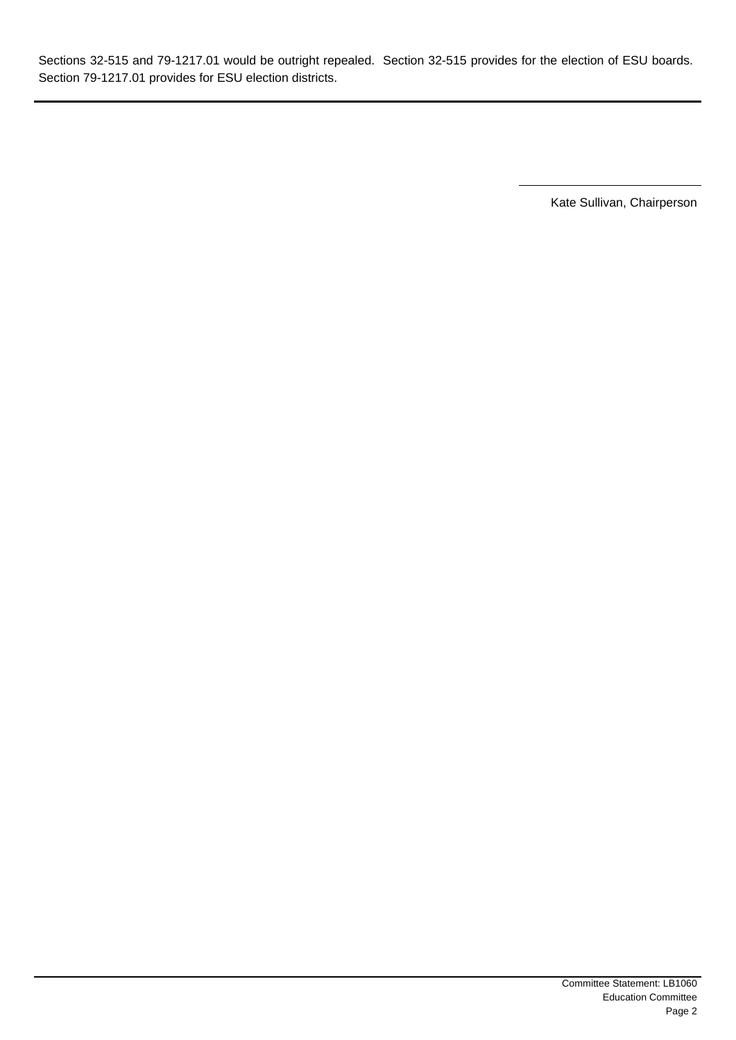Sections 32-515 and 79-1217.01 would be outright repealed. Section 32-515 provides for the election of ESU boards. Section 79-1217.01 provides for ESU election districts.

---

Kate Sullivan, Chairperson